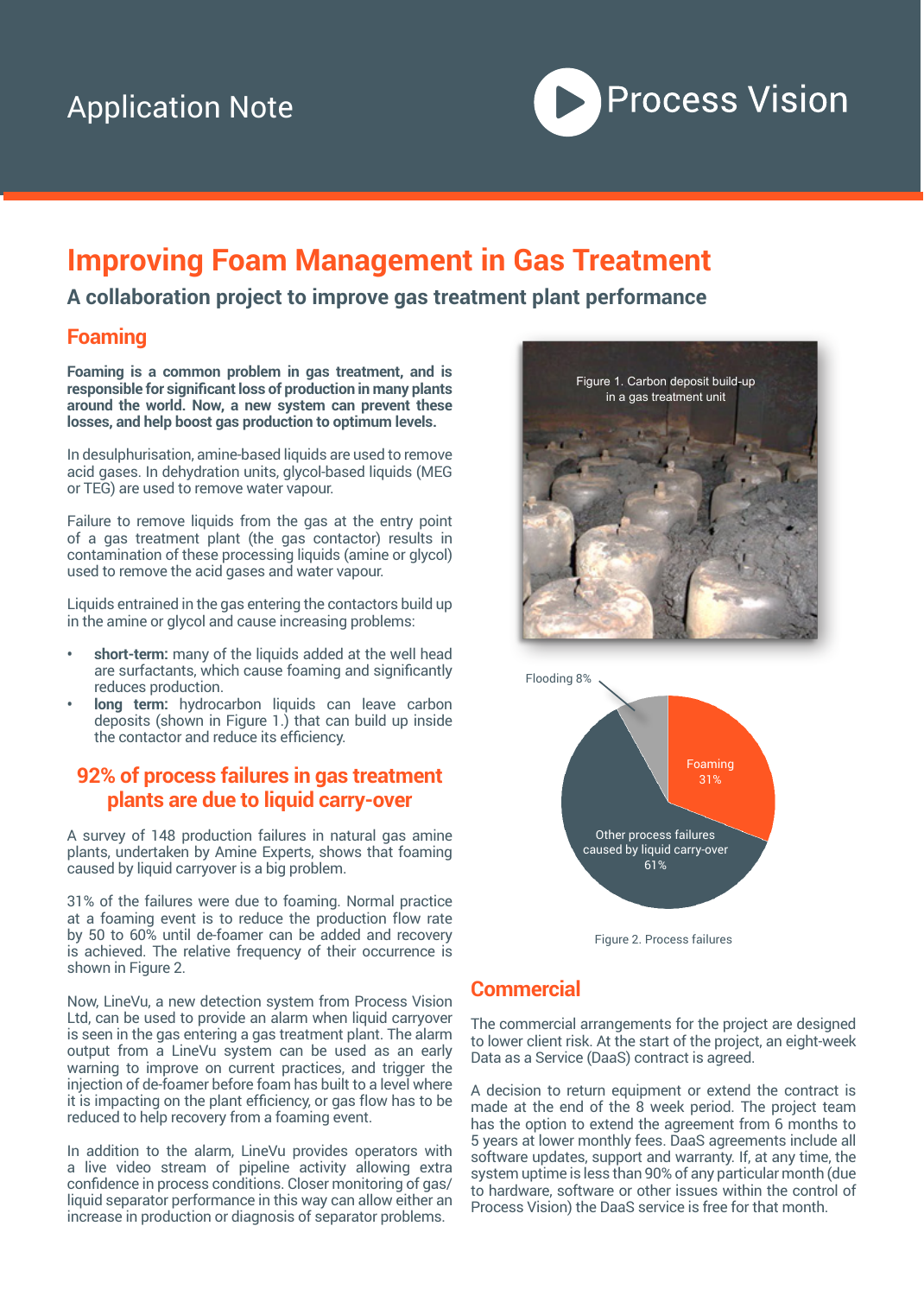# Improving Foam Management in Gas Treatment

## A collaboration project to improve gas treatment plant performance

### Foaming

**Foaming is a common problem in gas treatment, and is responsible for significant loss of production in many plants around the world. Now, a new system can prevent these losses, and help boost gas production to optimum levels.**

In desulphurisation, amine-based liquids are used to remove acid gases. In dehydration units, glycol-based liquids (MEG or TEG) are used to remove water vapour.

Failure to remove liquids from the gas at the entry point of a gas treatment plant (the gas contactor) results in contamination of these processing liquids (amine or glycol) used to remove the acid gases and water vapour.

Liquids entrained in the gas entering the contactors build up in the amine or glycol and cause increasing problems:

- **short-term:** many of the liquids added at the well head are surfactants, which cause foaming and significantly reduces production.
- **long term:** hydrocarbon liquids can leave carbon deposits (shown in Figure 1.) that can build up inside the contactor and reduce its efficiency.

Figure 1. Carbon deposit build-up in a gas treatment unit

### 92% of process failures in gas treatment plants are due to liquid carry-over

A survey of 148 production failures in natural gas amine plants, undertaken by Amine Experts, shows that foaming caused by liquid carryover is a big problem.

31% of the failures were due to foaming. Normal practice at a foaming event is to reduce the production flow rate by 50 to 60% until de-foamer can be added and recovery is achieved. The relative frequency of their occurrence is shown in Figure 2.

Flooding 8%

Foaming 31%

Other process failures caused by liquid carry-over 61%

Figure 2. Process failures

Now, LineVu, a new detection system from Process Vision Ltd, can be used to provide an alarm when liquid carryover is seen in the gas entering a gas treatment plant. The alarm output from a LineVu system can be used as an early warning to improve on current practices, and trigger the injection of de-foamer before foam has built to a level where it is impacting on the plant efficiency, or gas flow has to be reduced to help recovery from a foaming event.

In addition to the alarm, LineVu provides operators with a live video stream of pipeline activity allowing extra confidence in process conditions. Closer monitoring of gas/liquid separator performance in this way can allow either an increase in production or diagnosis of separator problems.

### Commercial

The commercial arrangements for the project are designed to lower client risk. At the start of the project, an eight-week Data as a Service (DaaS) contract is agreed.

A decision to return equipment or extend the contract is made at the end of the 8 week period. The project team has the option to extend the agreement from 6 months to 5 years at lower monthly fees. DaaS agreements include all software updates, support and warranty. If, at any time, the system uptime is less than 90% of any particular month (due to hardware, software or other issues within the control of Process Vision) the DaaS service is free for that month.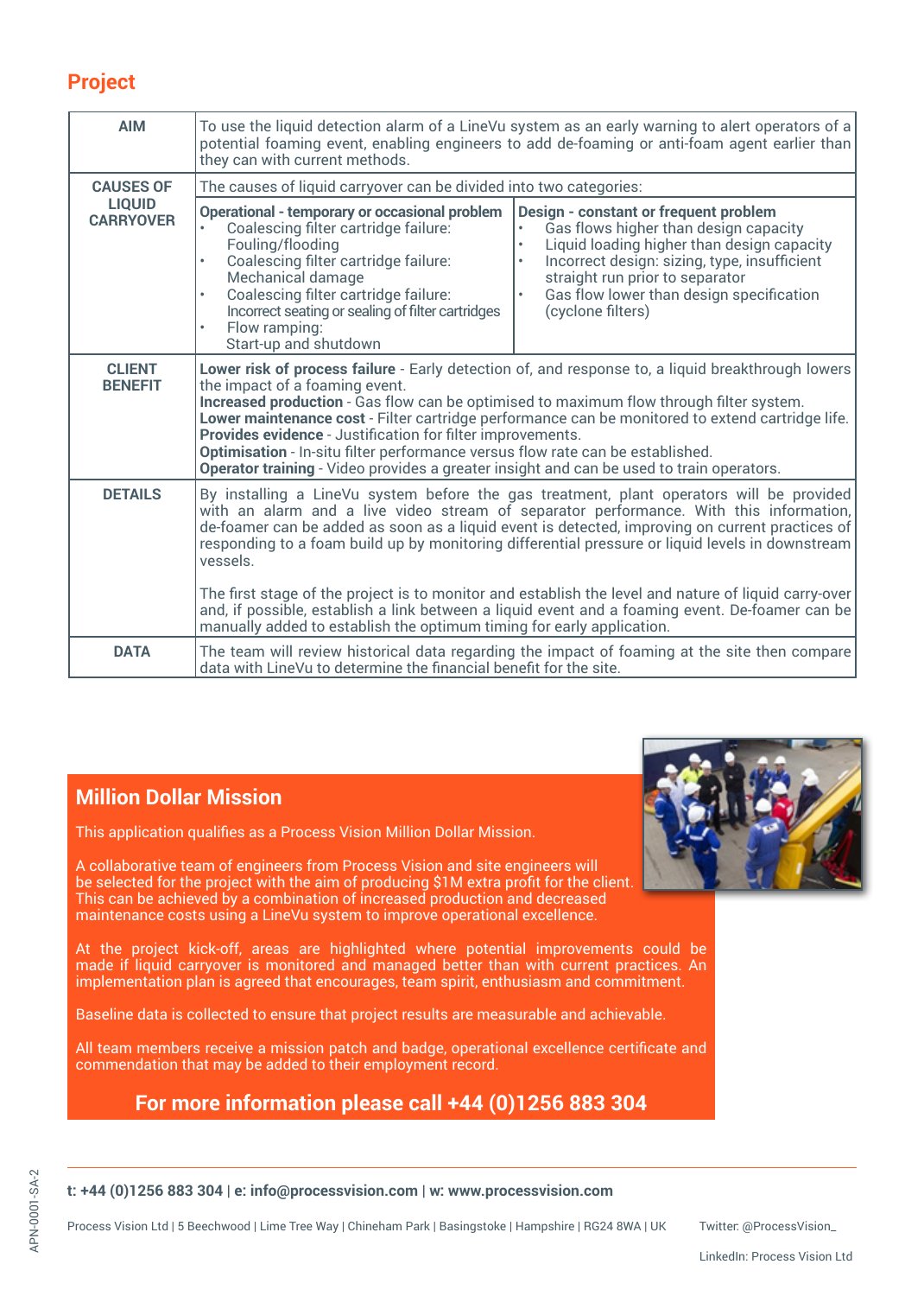## Project

| | | |
|---|---|---|
| **AIM** | To use the liquid detection alarm of a LineVu system as an early warning to alert operators of a potential foaming event, enabling engineers to add de-foaming or anti-foam agent earlier than they can with current methods. | |
| **CAUSES OF LIQUID CARRYOVER** | The causes of liquid carryover can be divided into two categories: | |
| | **Operational - temporary or occasional problem**<br>• Coalescing filter cartridge failure: Fouling/flooding<br>• Coalescing filter cartridge failure: Mechanical damage<br>• Coalescing filter cartridge failure: Incorrect seating or sealing of filter cartridges<br>• Flow ramping: Start-up and shutdown | **Design - constant or frequent problem**<br>• Gas flows higher than design capacity<br>• Liquid loading higher than design capacity<br>• Incorrect design: sizing, type, insufficient straight run prior to separator<br>• Gas flow lower than design specification (cyclone filters) |
| **CLIENT BENEFIT** | **Lower risk of process failure** - Early detection of, and response to, a liquid breakthrough lowers the impact of a foaming event.<br>**Increased production** - Gas flow can be optimised to maximum flow through filter system.<br>**Lower maintenance cost** - Filter cartridge performance can be monitored to extend cartridge life.<br>**Provides evidence** - Justification for filter improvements.<br>**Optimisation** - In-situ filter performance versus flow rate can be established.<br>**Operator training** - Video provides a greater insight and can be used to train operators. | |
| **DETAILS** | By installing a LineVu system before the gas treatment, plant operators will be provided with an alarm and a live video stream of separator performance. With this information, de-foamer can be added as soon as a liquid event is detected, improving on current practices of responding to a foam build up by monitoring differential pressure or liquid levels in downstream vessels.<br><br>The first stage of the project is to monitor and establish the level and nature of liquid carry-over and, if possible, establish a link between a liquid event and a foaming event. De-foamer can be manually added to establish the optimum timing for early application. | |
| **DATA** | The team will review historical data regarding the impact of foaming at the site then compare data with LineVu to determine the financial benefit for the site. | |

## Million Dollar Mission

This application qualifies as a Process Vision Million Dollar Mission.

A collaborative team of engineers from Process Vision and site engineers will be selected for the project with the aim of producing $1M extra profit for the client. This can be achieved by a combination of increased production and decreased maintenance costs using a LineVu system to improve operational excellence.

At the project kick-off, areas are highlighted where potential improvements could be made if liquid carryover is monitored and managed better than with current practices. An implementation plan is agreed that encourages, team spirit, enthusiasm and commitment.

Baseline data is collected to ensure that project results are measurable and achievable.

All team members receive a mission patch and badge, operational excellence certificate and commendation that may be added to their employment record.

**For more information please call +44 (0)1256 883 304**

**t: +44 (0)1256 883 304 | e: info@processvision.com | w: www.processvision.com**

Process Vision Ltd | 5 Beechwood | Lime Tree Way | Chineham Park | Basingstoke | Hampshire | RG24 8WA | UK

Twitter: @ProcessVision_

LinkedIn: Process Vision Ltd

APN-0001-SA-2